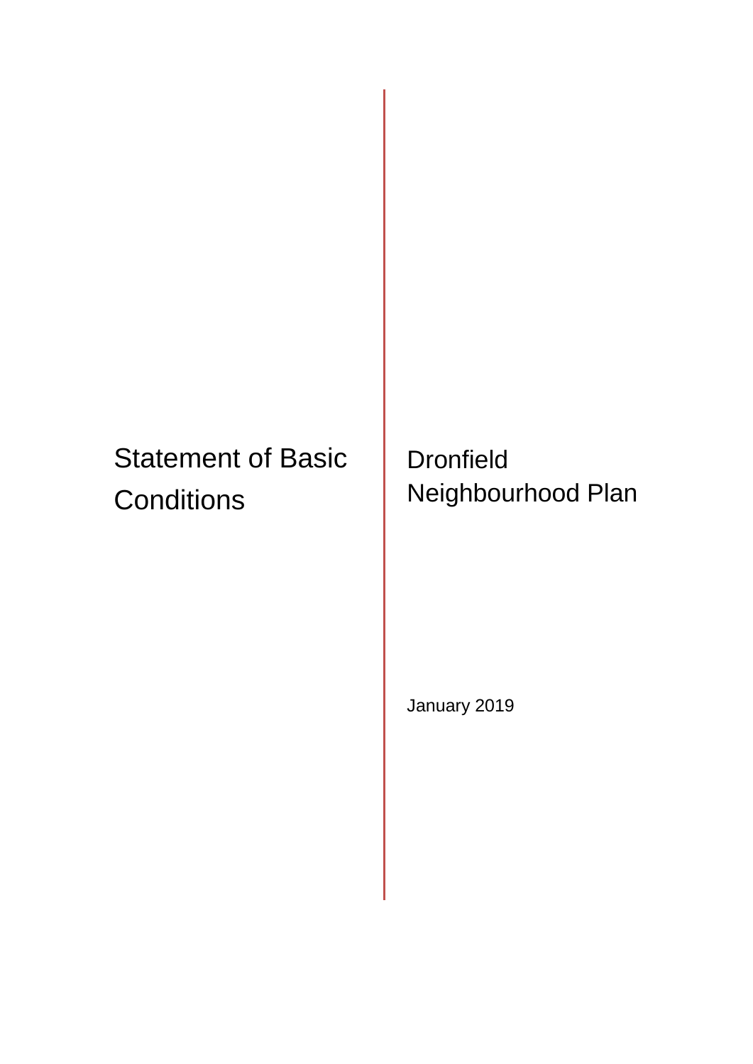# Statement of Basic Conditions

# Dronfield Neighbourhood Plan

January 2019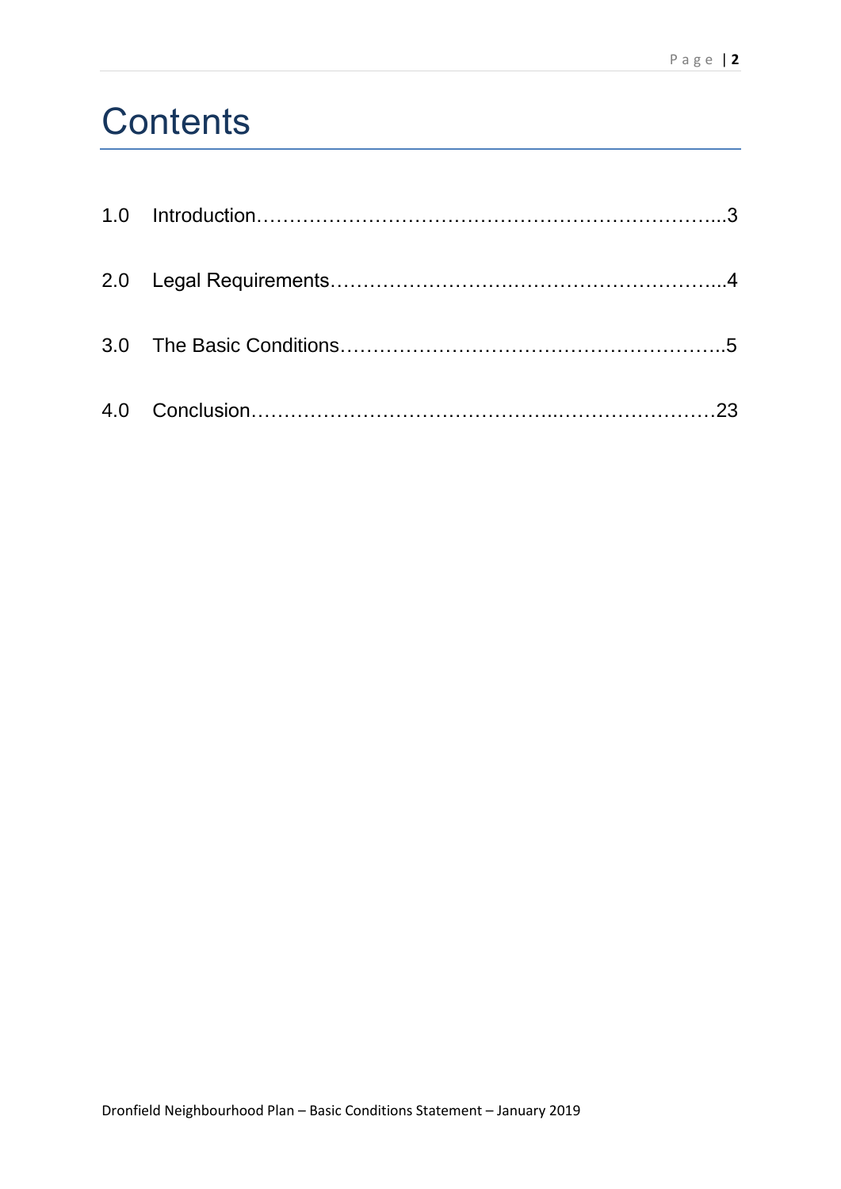# Contents

1.0 Introduction…………………………………………………………………...3

2.0 Legal Requirements…………………….………………………………...4

3.0 The Basic Conditions…………………………………………………..5

4.0 Conclusion……………………………………..……………………23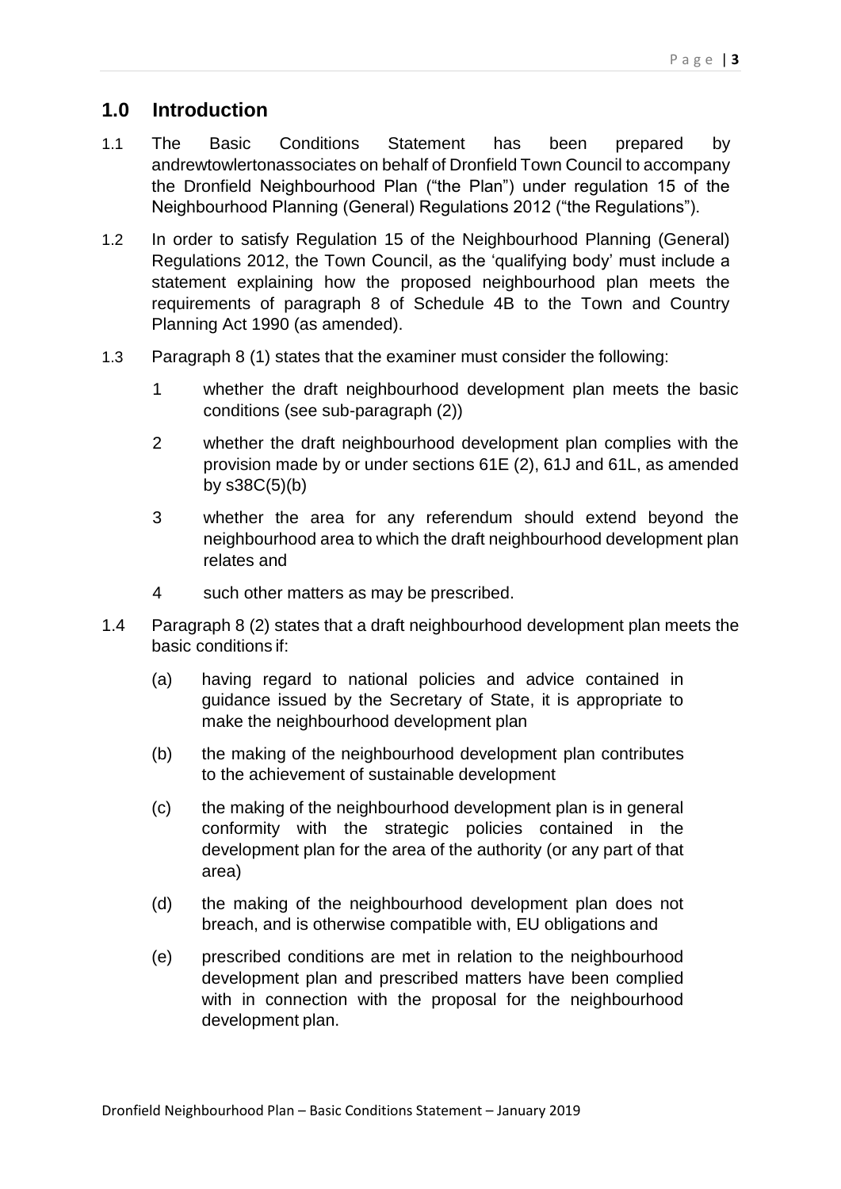## 1.0 Introduction

1.1 The Basic Conditions Statement has been prepared by andrewtowlertonassociates on behalf of Dronfield Town Council to accompany the Dronfield Neighbourhood Plan ("the Plan") under regulation 15 of the Neighbourhood Planning (General) Regulations 2012 ("the Regulations").

1.2 In order to satisfy Regulation 15 of the Neighbourhood Planning (General) Regulations 2012, the Town Council, as the 'qualifying body' must include a statement explaining how the proposed neighbourhood plan meets the requirements of paragraph 8 of Schedule 4B to the Town and Country Planning Act 1990 (as amended).

1.3 Paragraph 8 (1) states that the examiner must consider the following:

1. whether the draft neighbourhood development plan meets the basic conditions (see sub-paragraph (2))
2. whether the draft neighbourhood development plan complies with the provision made by or under sections 61E (2), 61J and 61L, as amended by s38C(5)(b)
3. whether the area for any referendum should extend beyond the neighbourhood area to which the draft neighbourhood development plan relates and
4. such other matters as may be prescribed.

1.4 Paragraph 8 (2) states that a draft neighbourhood development plan meets the basic conditions if:

(a) having regard to national policies and advice contained in guidance issued by the Secretary of State, it is appropriate to make the neighbourhood development plan

(b) the making of the neighbourhood development plan contributes to the achievement of sustainable development

(c) the making of the neighbourhood development plan is in general conformity with the strategic policies contained in the development plan for the area of the authority (or any part of that area)

(d) the making of the neighbourhood development plan does not breach, and is otherwise compatible with, EU obligations and

(e) prescribed conditions are met in relation to the neighbourhood development plan and prescribed matters have been complied with in connection with the proposal for the neighbourhood development plan.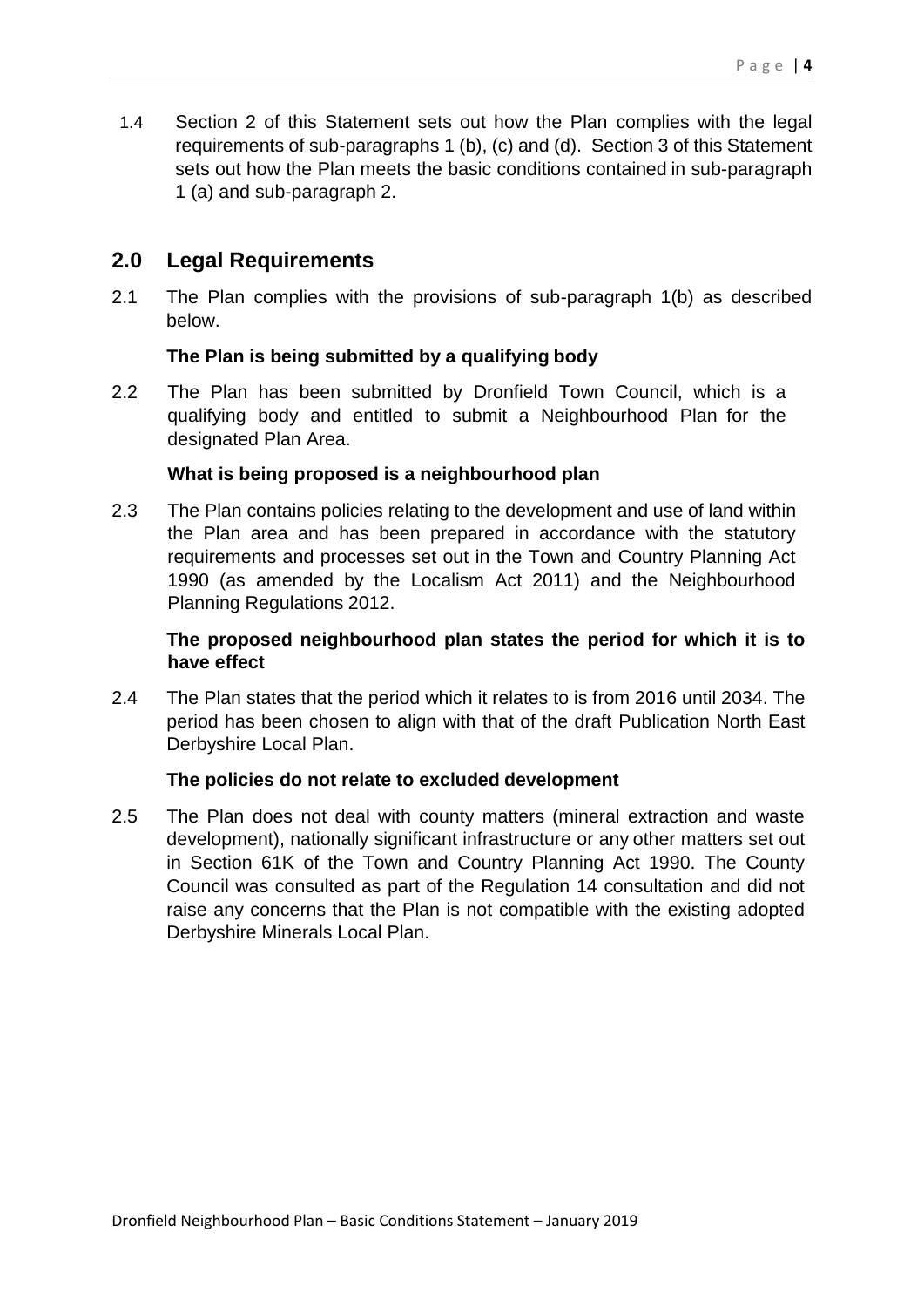1.4 Section 2 of this Statement sets out how the Plan complies with the legal requirements of sub-paragraphs 1 (b), (c) and (d). Section 3 of this Statement sets out how the Plan meets the basic conditions contained in sub-paragraph 1 (a) and sub-paragraph 2.

## 2.0 Legal Requirements

2.1 The Plan complies with the provisions of sub-paragraph 1(b) as described below.

**The Plan is being submitted by a qualifying body**

2.2 The Plan has been submitted by Dronfield Town Council, which is a qualifying body and entitled to submit a Neighbourhood Plan for the designated Plan Area.

**What is being proposed is a neighbourhood plan**

2.3 The Plan contains policies relating to the development and use of land within the Plan area and has been prepared in accordance with the statutory requirements and processes set out in the Town and Country Planning Act 1990 (as amended by the Localism Act 2011) and the Neighbourhood Planning Regulations 2012.

**The proposed neighbourhood plan states the period for which it is to have effect**

2.4 The Plan states that the period which it relates to is from 2016 until 2034. The period has been chosen to align with that of the draft Publication North East Derbyshire Local Plan.

**The policies do not relate to excluded development**

2.5 The Plan does not deal with county matters (mineral extraction and waste development), nationally significant infrastructure or any other matters set out in Section 61K of the Town and Country Planning Act 1990. The County Council was consulted as part of the Regulation 14 consultation and did not raise any concerns that the Plan is not compatible with the existing adopted Derbyshire Minerals Local Plan.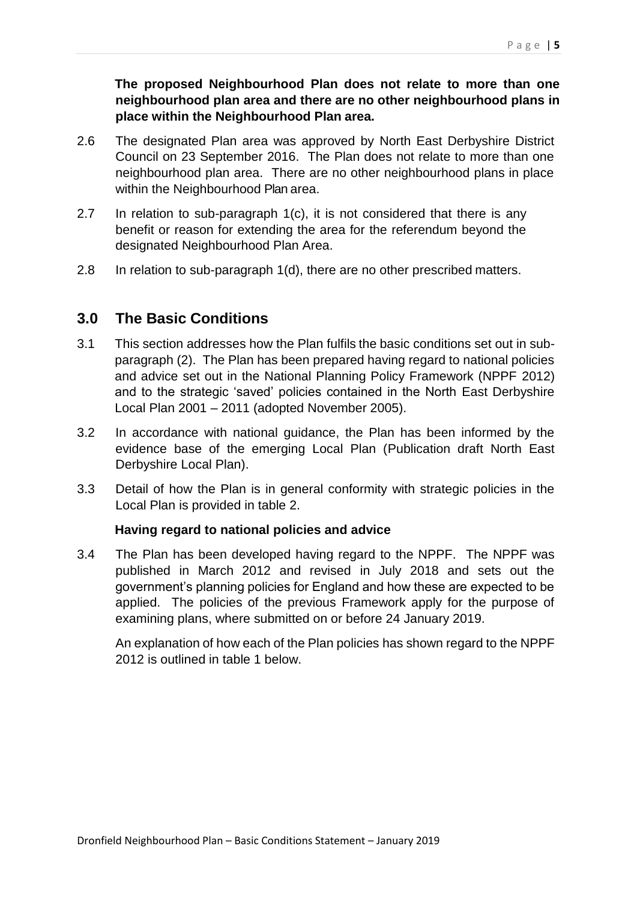**The proposed Neighbourhood Plan does not relate to more than one neighbourhood plan area and there are no other neighbourhood plans in place within the Neighbourhood Plan area.**

2.6 The designated Plan area was approved by North East Derbyshire District Council on 23 September 2016. The Plan does not relate to more than one neighbourhood plan area. There are no other neighbourhood plans in place within the Neighbourhood Plan area.

2.7 In relation to sub-paragraph 1(c), it is not considered that there is any benefit or reason for extending the area for the referendum beyond the designated Neighbourhood Plan Area.

2.8 In relation to sub-paragraph 1(d), there are no other prescribed matters.

## 3.0 The Basic Conditions

3.1 This section addresses how the Plan fulfils the basic conditions set out in sub-paragraph (2). The Plan has been prepared having regard to national policies and advice set out in the National Planning Policy Framework (NPPF 2012) and to the strategic 'saved' policies contained in the North East Derbyshire Local Plan 2001 – 2011 (adopted November 2005).

3.2 In accordance with national guidance, the Plan has been informed by the evidence base of the emerging Local Plan (Publication draft North East Derbyshire Local Plan).

3.3 Detail of how the Plan is in general conformity with strategic policies in the Local Plan is provided in table 2.

**Having regard to national policies and advice**

3.4 The Plan has been developed having regard to the NPPF. The NPPF was published in March 2012 and revised in July 2018 and sets out the government's planning policies for England and how these are expected to be applied. The policies of the previous Framework apply for the purpose of examining plans, where submitted on or before 24 January 2019.

An explanation of how each of the Plan policies has shown regard to the NPPF 2012 is outlined in table 1 below.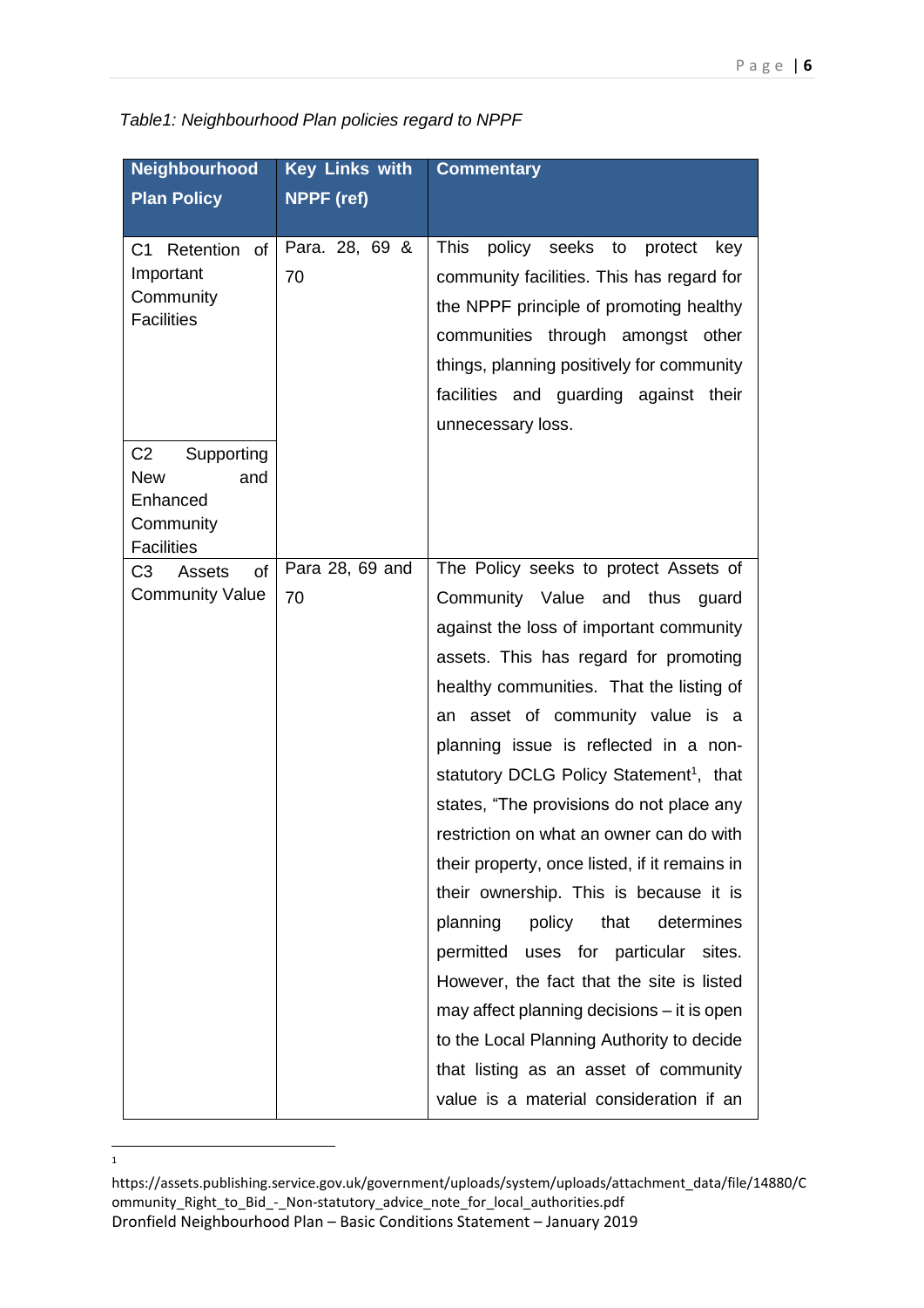*Table1: Neighbourhood Plan policies regard to NPPF*

| Neighbourhood Plan Policy | Key Links with NPPF (ref) | Commentary |
|---|---|---|
| C1 Retention of Important Community Facilities | Para. 28, 69 & 70 | This policy seeks to protect key community facilities. This has regard for the NPPF principle of promoting healthy communities through amongst other things, planning positively for community facilities and guarding against their unnecessary loss. |
| C2 Supporting New and Enhanced Community Facilities | | |
| C3 Assets of Community Value | Para 28, 69 and 70 | The Policy seeks to protect Assets of Community Value and thus guard against the loss of important community assets. This has regard for promoting healthy communities. That the listing of an asset of community value is a planning issue is reflected in a non-statutory DCLG Policy Statement[1], that states, "The provisions do not place any restriction on what an owner can do with their property, once listed, if it remains in their ownership. This is because it is planning policy that determines permitted uses for particular sites. However, the fact that the site is listed may affect planning decisions – it is open to the Local Planning Authority to decide that listing as an asset of community value is a material consideration if an |

[1] https://assets.publishing.service.gov.uk/government/uploads/system/uploads/attachment_data/file/14880/Community_Right_to_Bid_-_Non-statutory_advice_note_for_local_authorities.pdf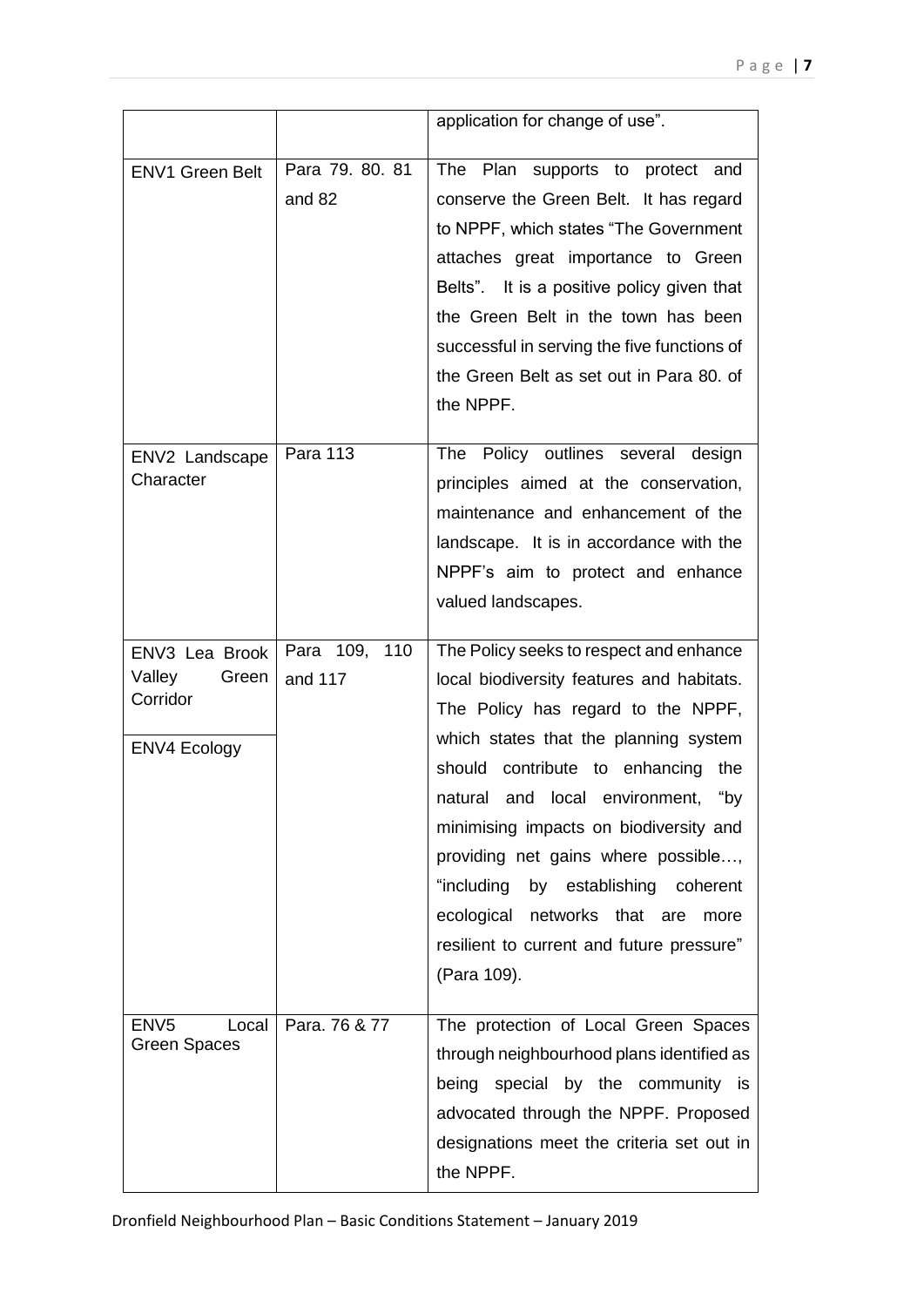| | | |
|---|---|---|
| | | application for change of use". |
| ENV1 Green Belt | Para 79. 80. 81 and 82 | The Plan supports to protect and conserve the Green Belt. It has regard to NPPF, which states "The Government attaches great importance to Green Belts". It is a positive policy given that the Green Belt in the town has been successful in serving the five functions of the Green Belt as set out in Para 80. of the NPPF. |
| ENV2 Landscape Character | Para 113 | The Policy outlines several design principles aimed at the conservation, maintenance and enhancement of the landscape. It is in accordance with the NPPF's aim to protect and enhance valued landscapes. |
| ENV3 Lea Brook Valley Green Corridor<br><br>ENV4 Ecology | Para 109, 110 and 117 | The Policy seeks to respect and enhance local biodiversity features and habitats. The Policy has regard to the NPPF, which states that the planning system should contribute to enhancing the natural and local environment, "by minimising impacts on biodiversity and providing net gains where possible…, "including by establishing coherent ecological networks that are more resilient to current and future pressure" (Para 109). |
| ENV5 Local Green Spaces | Para. 76 & 77 | The protection of Local Green Spaces through neighbourhood plans identified as being special by the community is advocated through the NPPF. Proposed designations meet the criteria set out in the NPPF. |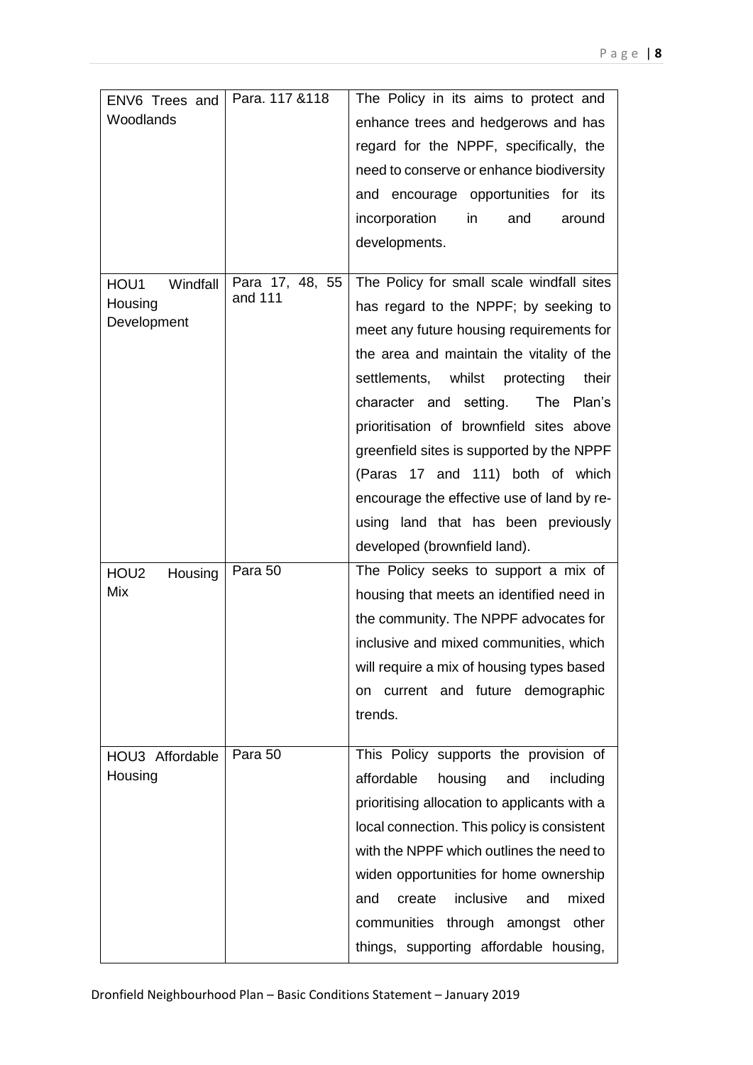| | | |
|---|---|---|
| ENV6 Trees and Woodlands | Para. 117 &118 | The Policy in its aims to protect and enhance trees and hedgerows and has regard for the NPPF, specifically, the need to conserve or enhance biodiversity and encourage opportunities for its incorporation in and around developments. |
| HOU1 Windfall Housing Development | Para 17, 48, 55 and 111 | The Policy for small scale windfall sites has regard to the NPPF; by seeking to meet any future housing requirements for the area and maintain the vitality of the settlements, whilst protecting their character and setting. The Plan's prioritisation of brownfield sites above greenfield sites is supported by the NPPF (Paras 17 and 111) both of which encourage the effective use of land by re-using land that has been previously developed (brownfield land). |
| HOU2 Housing Mix | Para 50 | The Policy seeks to support a mix of housing that meets an identified need in the community. The NPPF advocates for inclusive and mixed communities, which will require a mix of housing types based on current and future demographic trends. |
| HOU3 Affordable Housing | Para 50 | This Policy supports the provision of affordable housing and including prioritising allocation to applicants with a local connection. This policy is consistent with the NPPF which outlines the need to widen opportunities for home ownership and create inclusive and mixed communities through amongst other things, supporting affordable housing, |

Dronfield Neighbourhood Plan – Basic Conditions Statement – January 2019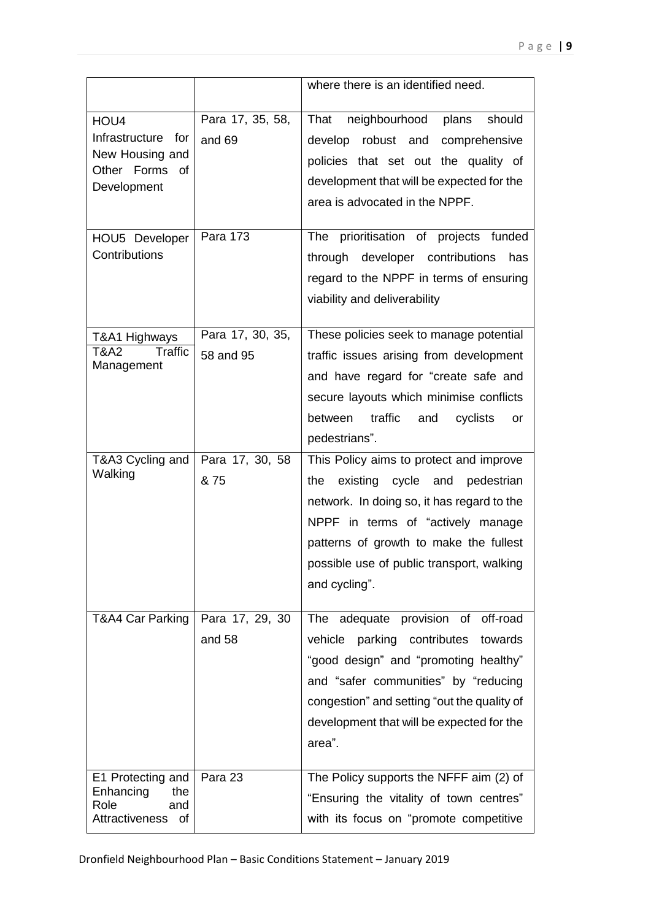| | | |
|---|---|---|
| | | where there is an identified need. |
| HOU4 Infrastructure for New Housing and Other Forms of Development | Para 17, 35, 58, and 69 | That neighbourhood plans should develop robust and comprehensive policies that set out the quality of development that will be expected for the area is advocated in the NPPF. |
| HOU5 Developer Contributions | Para 173 | The prioritisation of projects funded through developer contributions has regard to the NPPF in terms of ensuring viability and deliverability |
| T&A1 Highways<br>T&A2 Traffic Management | Para 17, 30, 35, 58 and 95 | These policies seek to manage potential traffic issues arising from development and have regard for "create safe and secure layouts which minimise conflicts between traffic and cyclists or pedestrians". |
| T&A3 Cycling and Walking | Para 17, 30, 58 & 75 | This Policy aims to protect and improve the existing cycle and pedestrian network. In doing so, it has regard to the NPPF in terms of "actively manage patterns of growth to make the fullest possible use of public transport, walking and cycling". |
| T&A4 Car Parking | Para 17, 29, 30 and 58 | The adequate provision of off-road vehicle parking contributes towards "good design" and "promoting healthy" and "safer communities" by "reducing congestion" and setting "out the quality of development that will be expected for the area". |
| E1 Protecting and Enhancing the Role and Attractiveness of | Para 23 | The Policy supports the NFFF aim (2) of "Ensuring the vitality of town centres" with its focus on "promote competitive |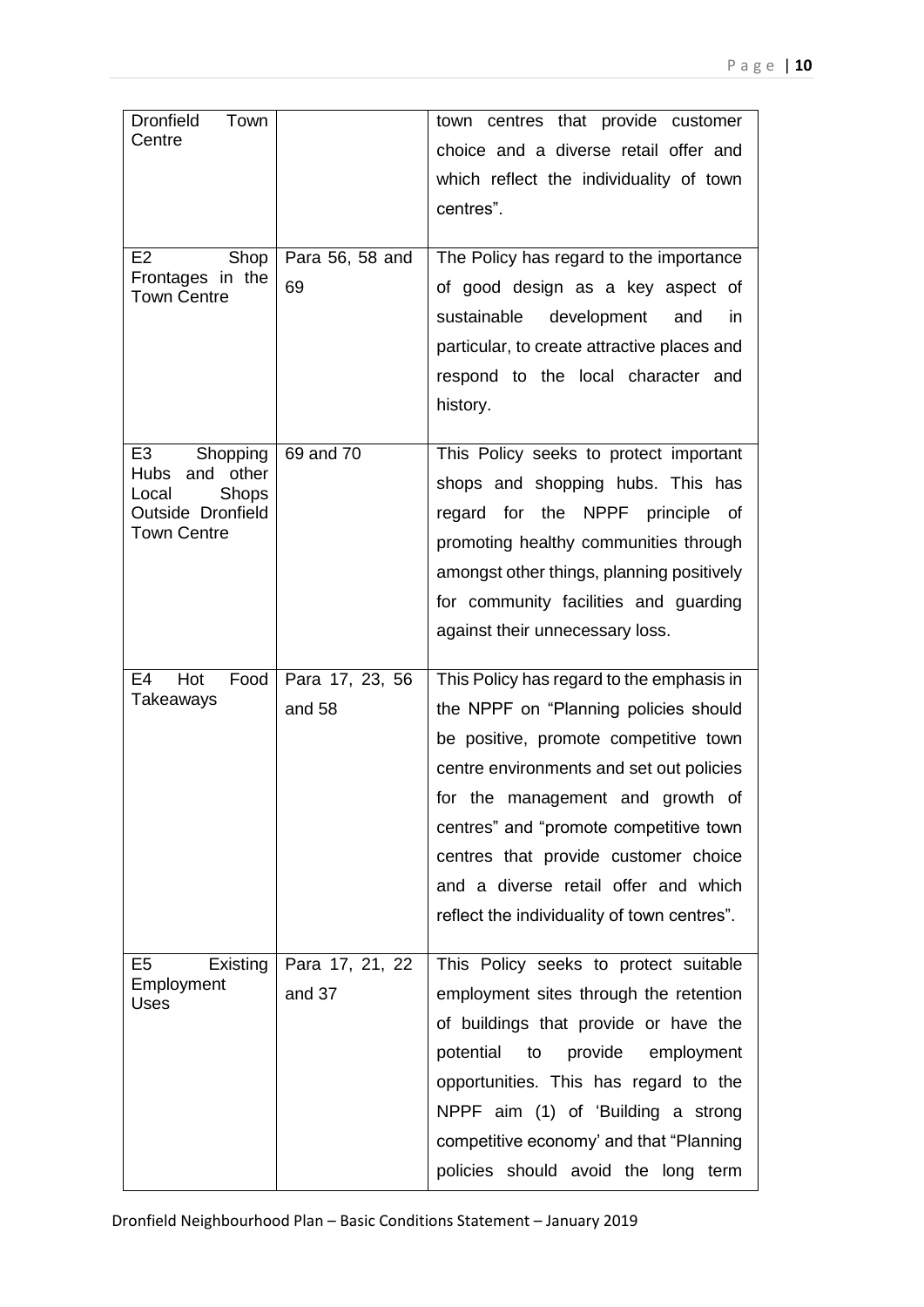| | | |
|---|---|---|
| Dronfield Town Centre | | town centres that provide customer choice and a diverse retail offer and which reflect the individuality of town centres". |
| E2 Shop Frontages in the Town Centre | Para 56, 58 and 69 | The Policy has regard to the importance of good design as a key aspect of sustainable development and in particular, to create attractive places and respond to the local character and history. |
| E3 Shopping Hubs and other Local Shops Outside Dronfield Town Centre | 69 and 70 | This Policy seeks to protect important shops and shopping hubs. This has regard for the NPPF principle of promoting healthy communities through amongst other things, planning positively for community facilities and guarding against their unnecessary loss. |
| E4 Hot Food Takeaways | Para 17, 23, 56 and 58 | This Policy has regard to the emphasis in the NPPF on "Planning policies should be positive, promote competitive town centre environments and set out policies for the management and growth of centres" and "promote competitive town centres that provide customer choice and a diverse retail offer and which reflect the individuality of town centres". |
| E5 Existing Employment Uses | Para 17, 21, 22 and 37 | This Policy seeks to protect suitable employment sites through the retention of buildings that provide or have the potential to provide employment opportunities. This has regard to the NPPF aim (1) of 'Building a strong competitive economy' and that "Planning policies should avoid the long term |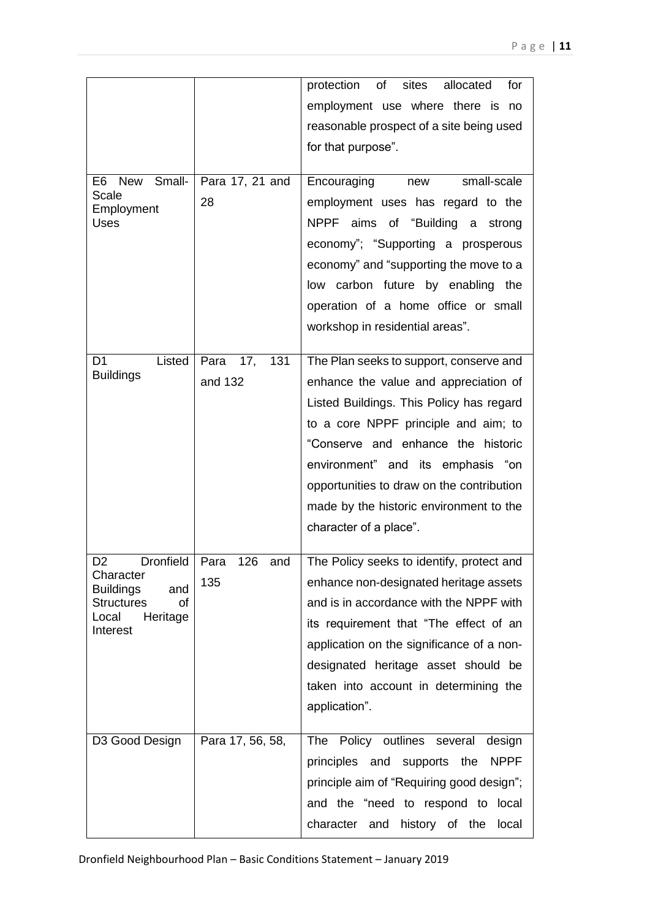|  |  | protection of sites allocated for employment use where there is no reasonable prospect of a site being used for that purpose". |
|---|---|---|
| E6 New Small-Scale Employment Uses | Para 17, 21 and 28 | Encouraging new small-scale employment uses has regard to the NPPF aims of "Building a strong economy"; "Supporting a prosperous economy" and "supporting the move to a low carbon future by enabling the operation of a home office or small workshop in residential areas". |
| D1 Listed Buildings | Para 17, 131 and 132 | The Plan seeks to support, conserve and enhance the value and appreciation of Listed Buildings. This Policy has regard to a core NPPF principle and aim; to "Conserve and enhance the historic environment" and its emphasis "on opportunities to draw on the contribution made by the historic environment to the character of a place". |
| D2 Dronfield Character Buildings and Structures of Local Heritage Interest | Para 126 and 135 | The Policy seeks to identify, protect and enhance non-designated heritage assets and is in accordance with the NPPF with its requirement that "The effect of an application on the significance of a non-designated heritage asset should be taken into account in determining the application". |
| D3 Good Design | Para 17, 56, 58, | The Policy outlines several design principles and supports the NPPF principle aim of "Requiring good design"; and the "need to respond to local character and history of the local |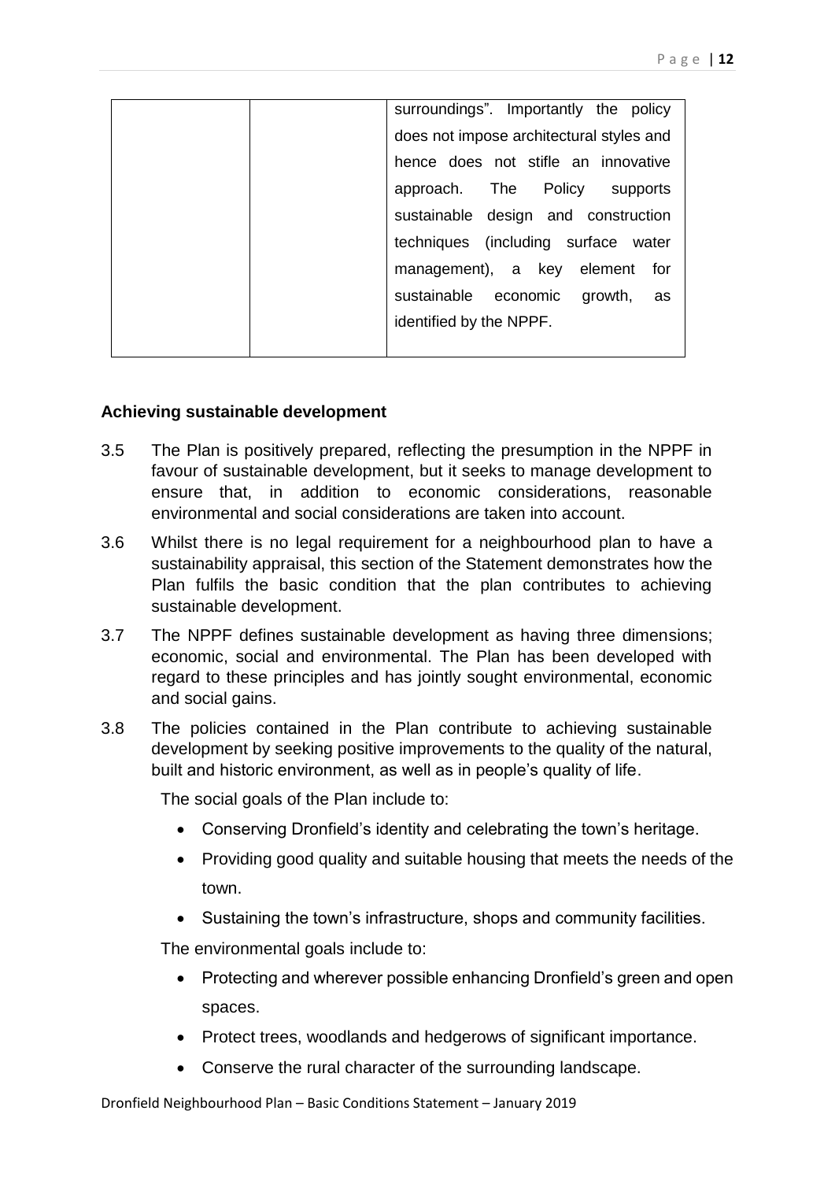| | | |
|---|---|---|
| | | surroundings". Importantly the policy does not impose architectural styles and hence does not stifle an innovative approach. The Policy supports sustainable design and construction techniques (including surface water management), a key element for sustainable economic growth, as identified by the NPPF. |

**Achieving sustainable development**

3.5 The Plan is positively prepared, reflecting the presumption in the NPPF in favour of sustainable development, but it seeks to manage development to ensure that, in addition to economic considerations, reasonable environmental and social considerations are taken into account.

3.6 Whilst there is no legal requirement for a neighbourhood plan to have a sustainability appraisal, this section of the Statement demonstrates how the Plan fulfils the basic condition that the plan contributes to achieving sustainable development.

3.7 The NPPF defines sustainable development as having three dimensions; economic, social and environmental. The Plan has been developed with regard to these principles and has jointly sought environmental, economic and social gains.

3.8 The policies contained in the Plan contribute to achieving sustainable development by seeking positive improvements to the quality of the natural, built and historic environment, as well as in people's quality of life.

The social goals of the Plan include to:

- Conserving Dronfield's identity and celebrating the town's heritage.
- Providing good quality and suitable housing that meets the needs of the town.
- Sustaining the town's infrastructure, shops and community facilities.

The environmental goals include to:

- Protecting and wherever possible enhancing Dronfield's green and open spaces.
- Protect trees, woodlands and hedgerows of significant importance.
- Conserve the rural character of the surrounding landscape.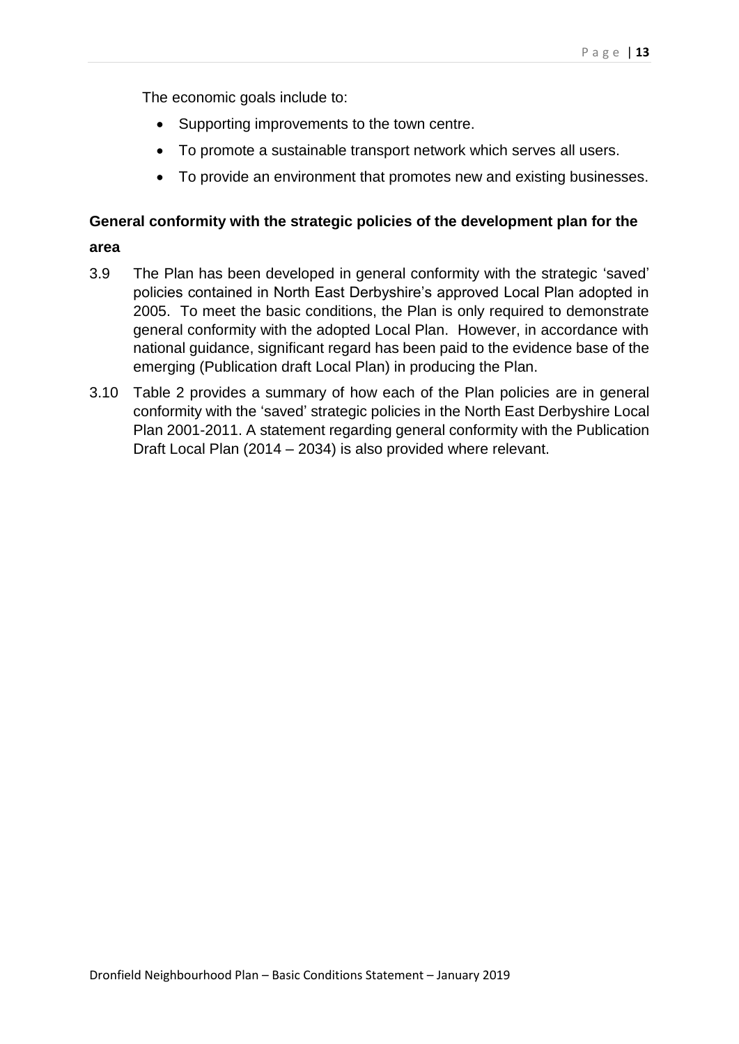The economic goals include to:

- Supporting improvements to the town centre.
- To promote a sustainable transport network which serves all users.
- To provide an environment that promotes new and existing businesses.

**General conformity with the strategic policies of the development plan for the area**

3.9 The Plan has been developed in general conformity with the strategic 'saved' policies contained in North East Derbyshire's approved Local Plan adopted in 2005. To meet the basic conditions, the Plan is only required to demonstrate general conformity with the adopted Local Plan. However, in accordance with national guidance, significant regard has been paid to the evidence base of the emerging (Publication draft Local Plan) in producing the Plan.

3.10 Table 2 provides a summary of how each of the Plan policies are in general conformity with the 'saved' strategic policies in the North East Derbyshire Local Plan 2001-2011. A statement regarding general conformity with the Publication Draft Local Plan (2014 – 2034) is also provided where relevant.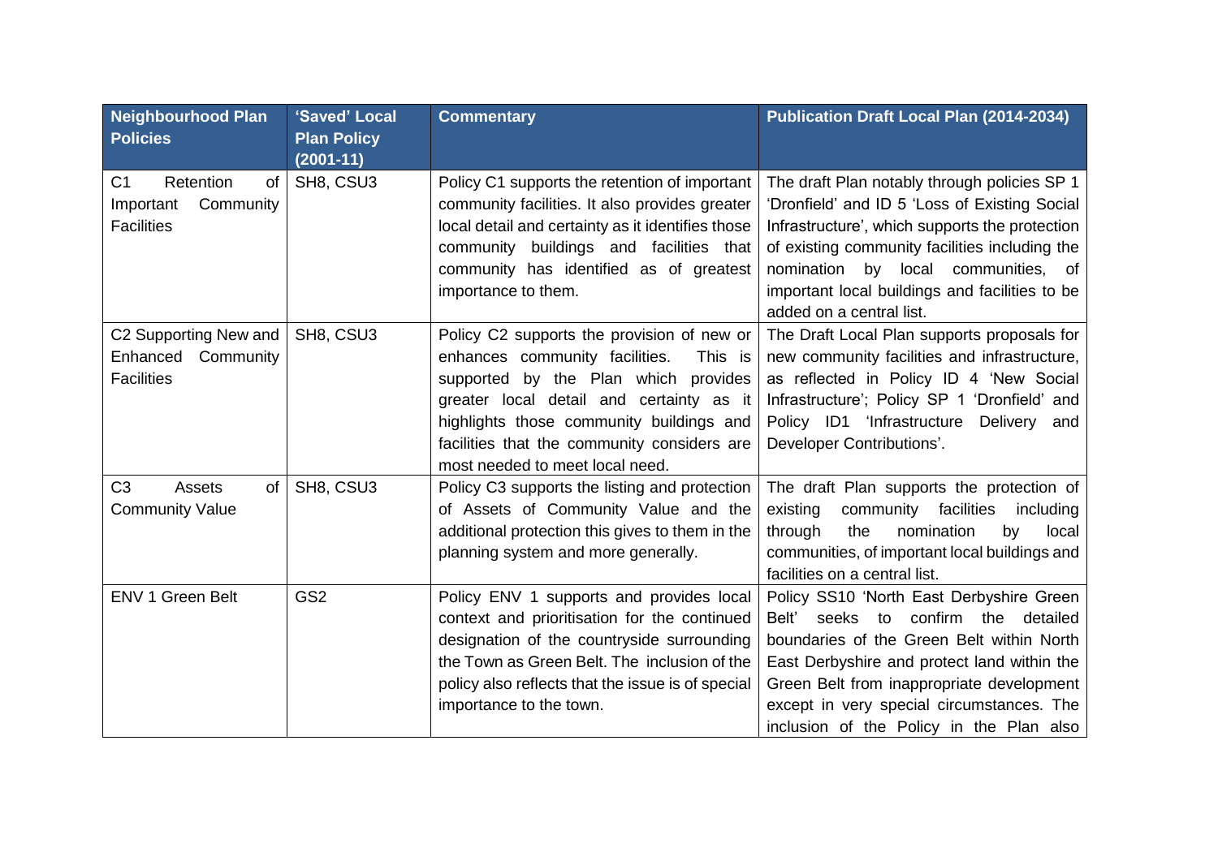| Neighbourhood Plan Policies | 'Saved' Local Plan Policy (2001-11) | Commentary | Publication Draft Local Plan (2014-2034) |
|---|---|---|---|
| C1 Retention of Important Community Facilities | SH8, CSU3 | Policy C1 supports the retention of important community facilities. It also provides greater local detail and certainty as it identifies those community buildings and facilities that community has identified as of greatest importance to them. | The draft Plan notably through policies SP 1 'Dronfield' and ID 5 'Loss of Existing Social Infrastructure', which supports the protection of existing community facilities including the nomination by local communities, of important local buildings and facilities to be added on a central list. |
| C2 Supporting New and Enhanced Community Facilities | SH8, CSU3 | Policy C2 supports the provision of new or enhances community facilities. This is supported by the Plan which provides greater local detail and certainty as it highlights those community buildings and facilities that the community considers are most needed to meet local need. | The Draft Local Plan supports proposals for new community facilities and infrastructure, as reflected in Policy ID 4 'New Social Infrastructure'; Policy SP 1 'Dronfield' and Policy ID1 'Infrastructure Delivery and Developer Contributions'. |
| C3 Assets of Community Value | SH8, CSU3 | Policy C3 supports the listing and protection of Assets of Community Value and the additional protection this gives to them in the planning system and more generally. | The draft Plan supports the protection of existing community facilities including through the nomination by local communities, of important local buildings and facilities on a central list. |
| ENV 1 Green Belt | GS2 | Policy ENV 1 supports and provides local context and prioritisation for the continued designation of the countryside surrounding the Town as Green Belt. The inclusion of the policy also reflects that the issue is of special importance to the town. | Policy SS10 'North East Derbyshire Green Belt' seeks to confirm the detailed boundaries of the Green Belt within North East Derbyshire and protect land within the Green Belt from inappropriate development except in very special circumstances. The inclusion of the Policy in the Plan also |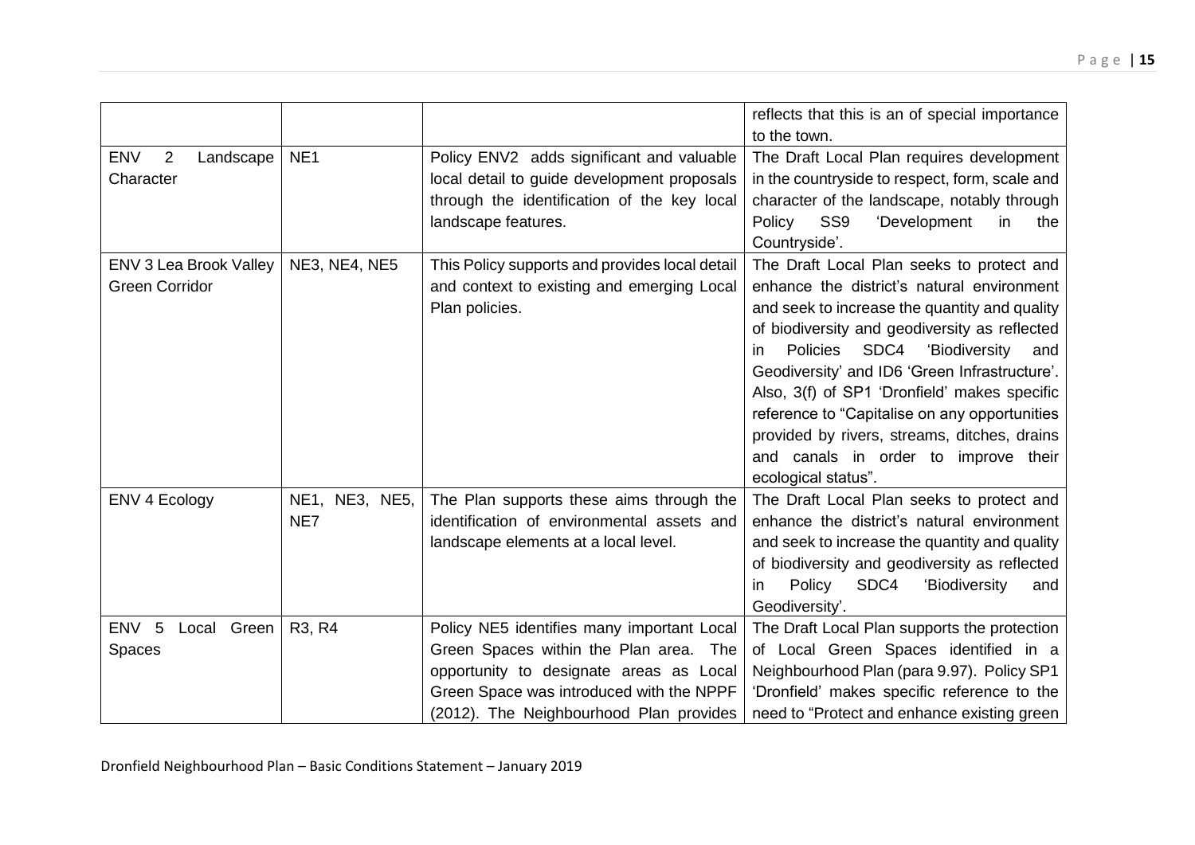| | | | |
|---|---|---|---|
| | | | reflects that this is an of special importance to the town. |
| ENV 2 Landscape Character | NE1 | Policy ENV2 adds significant and valuable local detail to guide development proposals through the identification of the key local landscape features. | The Draft Local Plan requires development in the countryside to respect, form, scale and character of the landscape, notably through Policy SS9 'Development in the Countryside'. |
| ENV 3 Lea Brook Valley Green Corridor | NE3, NE4, NE5 | This Policy supports and provides local detail and context to existing and emerging Local Plan policies. | The Draft Local Plan seeks to protect and enhance the district's natural environment and seek to increase the quantity and quality of biodiversity and geodiversity as reflected in Policies SDC4 'Biodiversity and Geodiversity' and ID6 'Green Infrastructure'. Also, 3(f) of SP1 'Dronfield' makes specific reference to "Capitalise on any opportunities provided by rivers, streams, ditches, drains and canals in order to improve their ecological status". |
| ENV 4 Ecology | NE1, NE3, NE5, NE7 | The Plan supports these aims through the identification of environmental assets and landscape elements at a local level. | The Draft Local Plan seeks to protect and enhance the district's natural environment and seek to increase the quantity and quality of biodiversity and geodiversity as reflected in Policy SDC4 'Biodiversity and Geodiversity'. |
| ENV 5 Local Green Spaces | R3, R4 | Policy NE5 identifies many important Local Green Spaces within the Plan area. The opportunity to designate areas as Local Green Space was introduced with the NPPF (2012). The Neighbourhood Plan provides | The Draft Local Plan supports the protection of Local Green Spaces identified in a Neighbourhood Plan (para 9.97). Policy SP1 'Dronfield' makes specific reference to the need to "Protect and enhance existing green |

Dronfield Neighbourhood Plan – Basic Conditions Statement – January 2019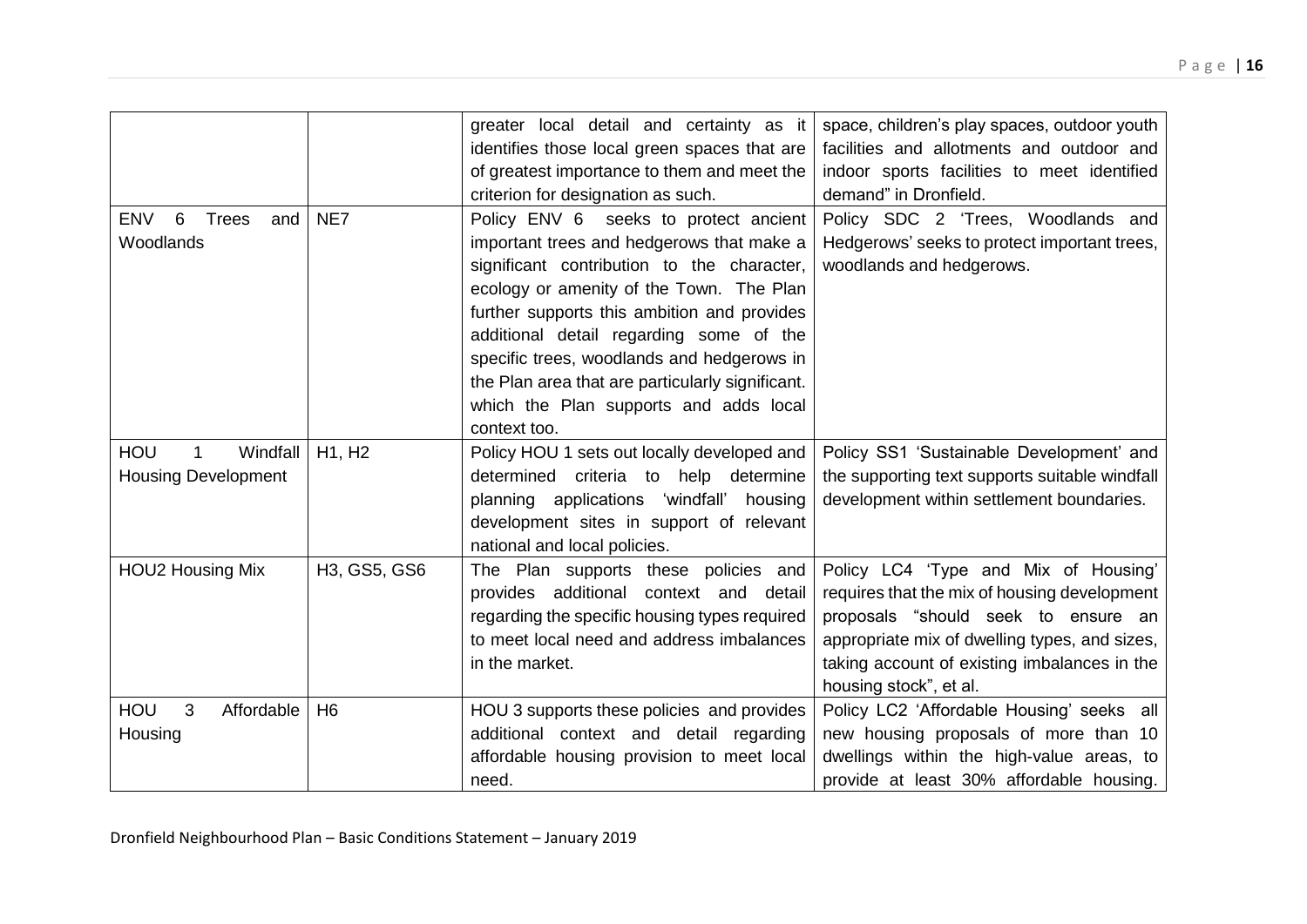| | | | |
|---|---|---|---|
| | | greater local detail and certainty as it identifies those local green spaces that are of greatest importance to them and meet the criterion for designation as such. | space, children's play spaces, outdoor youth facilities and allotments and outdoor and indoor sports facilities to meet identified demand" in Dronfield. |
| ENV 6 Trees and Woodlands | NE7 | Policy ENV 6 seeks to protect ancient important trees and hedgerows that make a significant contribution to the character, ecology or amenity of the Town. The Plan further supports this ambition and provides additional detail regarding some of the specific trees, woodlands and hedgerows in the Plan area that are particularly significant. which the Plan supports and adds local context too. | Policy SDC 2 'Trees, Woodlands and Hedgerows' seeks to protect important trees, woodlands and hedgerows. |
| HOU 1 Windfall Housing Development | H1, H2 | Policy HOU 1 sets out locally developed and determined criteria to help determine planning applications 'windfall' housing development sites in support of relevant national and local policies. | Policy SS1 'Sustainable Development' and the supporting text supports suitable windfall development within settlement boundaries. |
| HOU2 Housing Mix | H3, GS5, GS6 | The Plan supports these policies and provides additional context and detail regarding the specific housing types required to meet local need and address imbalances in the market. | Policy LC4 'Type and Mix of Housing' requires that the mix of housing development proposals "should seek to ensure an appropriate mix of dwelling types, and sizes, taking account of existing imbalances in the housing stock", et al. |
| HOU 3 Affordable Housing | H6 | HOU 3 supports these policies and provides additional context and detail regarding affordable housing provision to meet local need. | Policy LC2 'Affordable Housing' seeks all new housing proposals of more than 10 dwellings within the high-value areas, to provide at least 30% affordable housing. |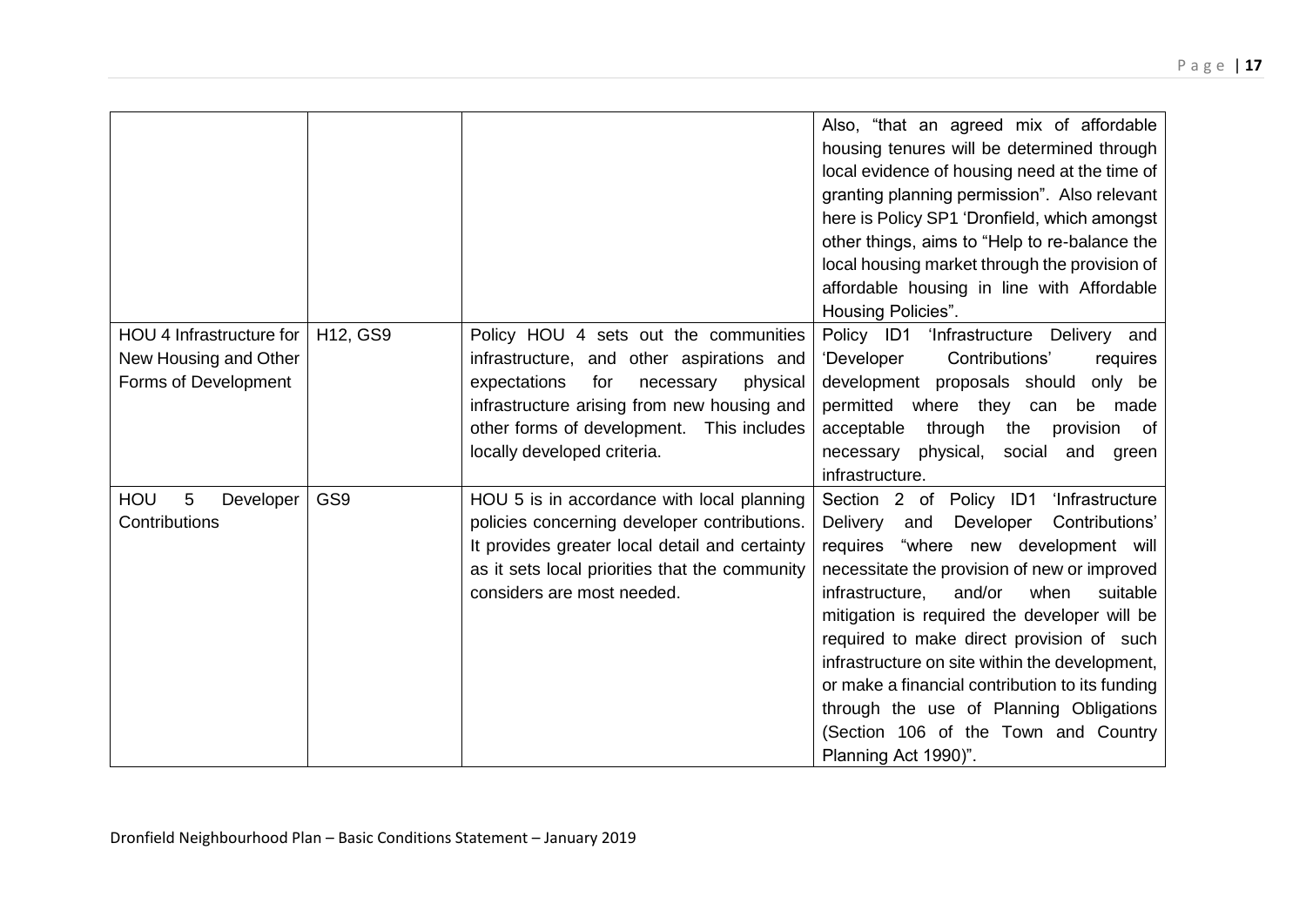| | | | Also, "that an agreed mix of affordable housing tenures will be determined through local evidence of housing need at the time of granting planning permission". Also relevant here is Policy SP1 'Dronfield, which amongst other things, aims to "Help to re-balance the local housing market through the provision of affordable housing in line with Affordable Housing Policies". |
|---|---|---|---|
| HOU 4 Infrastructure for New Housing and Other Forms of Development | H12, GS9 | Policy HOU 4 sets out the communities infrastructure, and other aspirations and expectations for necessary physical infrastructure arising from new housing and other forms of development. This includes locally developed criteria. | Policy ID1 'Infrastructure Delivery and 'Developer Contributions' requires development proposals should only be permitted where they can be made acceptable through the provision of necessary physical, social and green infrastructure. |
| HOU 5 Developer Contributions | GS9 | HOU 5 is in accordance with local planning policies concerning developer contributions. It provides greater local detail and certainty as it sets local priorities that the community considers are most needed. | Section 2 of Policy ID1 'Infrastructure Delivery and Developer Contributions' requires "where new development will necessitate the provision of new or improved infrastructure, and/or when suitable mitigation is required the developer will be required to make direct provision of such infrastructure on site within the development, or make a financial contribution to its funding through the use of Planning Obligations (Section 106 of the Town and Country Planning Act 1990)". |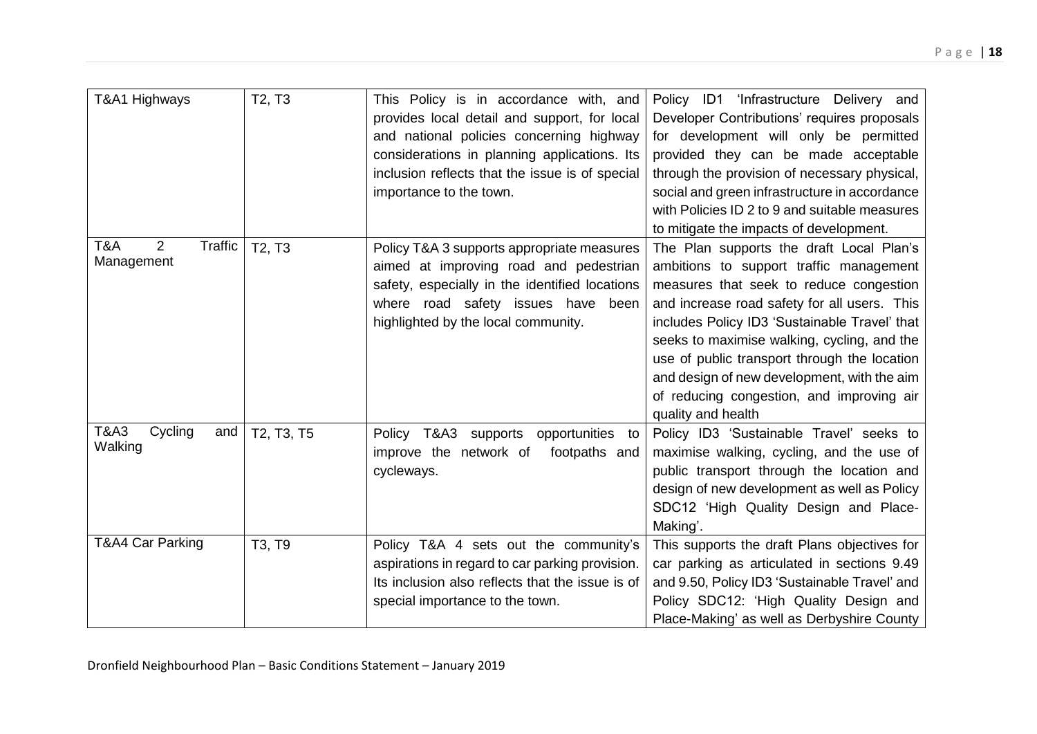| T&A1 Highways | T2, T3 | This Policy is in accordance with, and provides local detail and support, for local and national policies concerning highway considerations in planning applications. Its inclusion reflects that the issue is of special importance to the town. | Policy ID1 'Infrastructure Delivery and Developer Contributions' requires proposals for development will only be permitted provided they can be made acceptable through the provision of necessary physical, social and green infrastructure in accordance with Policies ID 2 to 9 and suitable measures to mitigate the impacts of development. |
|---|---|---|---|
| T&A 2 Traffic Management | T2, T3 | Policy T&A 3 supports appropriate measures aimed at improving road and pedestrian safety, especially in the identified locations where road safety issues have been highlighted by the local community. | The Plan supports the draft Local Plan's ambitions to support traffic management measures that seek to reduce congestion and increase road safety for all users. This includes Policy ID3 'Sustainable Travel' that seeks to maximise walking, cycling, and the use of public transport through the location and design of new development, with the aim of reducing congestion, and improving air quality and health |
| T&A3 Cycling and Walking | T2, T3, T5 | Policy T&A3 supports opportunities to improve the network of footpaths and cycleways. | Policy ID3 'Sustainable Travel' seeks to maximise walking, cycling, and the use of public transport through the location and design of new development as well as Policy SDC12 'High Quality Design and Place-Making'. |
| T&A4 Car Parking | T3, T9 | Policy T&A 4 sets out the community's aspirations in regard to car parking provision. Its inclusion also reflects that the issue is of special importance to the town. | This supports the draft Plans objectives for car parking as articulated in sections 9.49 and 9.50, Policy ID3 'Sustainable Travel' and Policy SDC12: 'High Quality Design and Place-Making' as well as Derbyshire County |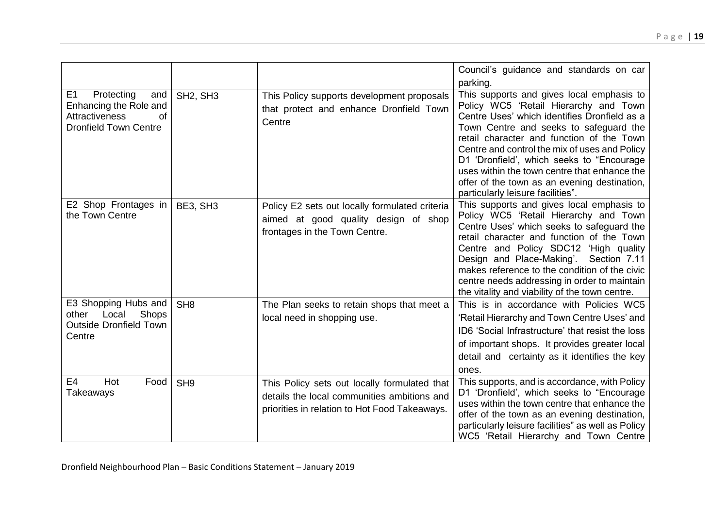| | | | |
|---|---|---|---|
| | | | Council's guidance and standards on car parking. |
| E1 Protecting and Enhancing the Role and Attractiveness of Dronfield Town Centre | SH2, SH3 | This Policy supports development proposals that protect and enhance Dronfield Town Centre | This supports and gives local emphasis to Policy WC5 'Retail Hierarchy and Town Centre Uses' which identifies Dronfield as a Town Centre and seeks to safeguard the retail character and function of the Town Centre and control the mix of uses and Policy D1 'Dronfield', which seeks to "Encourage uses within the town centre that enhance the offer of the town as an evening destination, particularly leisure facilities". |
| E2 Shop Frontages in the Town Centre | BE3, SH3 | Policy E2 sets out locally formulated criteria aimed at good quality design of shop frontages in the Town Centre. | This supports and gives local emphasis to Policy WC5 'Retail Hierarchy and Town Centre Uses' which seeks to safeguard the retail character and function of the Town Centre and Policy SDC12 'High quality Design and Place-Making'. Section 7.11 makes reference to the condition of the civic centre needs addressing in order to maintain the vitality and viability of the town centre. |
| E3 Shopping Hubs and other Local Shops Outside Dronfield Town Centre | SH8 | The Plan seeks to retain shops that meet a local need in shopping use. | This is in accordance with Policies WC5 'Retail Hierarchy and Town Centre Uses' and ID6 'Social Infrastructure' that resist the loss of important shops. It provides greater local detail and certainty as it identifies the key ones. |
| E4 Hot Food Takeaways | SH9 | This Policy sets out locally formulated that details the local communities ambitions and priorities in relation to Hot Food Takeaways. | This supports, and is accordance, with Policy D1 'Dronfield', which seeks to "Encourage uses within the town centre that enhance the offer of the town as an evening destination, particularly leisure facilities" as well as Policy WC5 'Retail Hierarchy and Town Centre |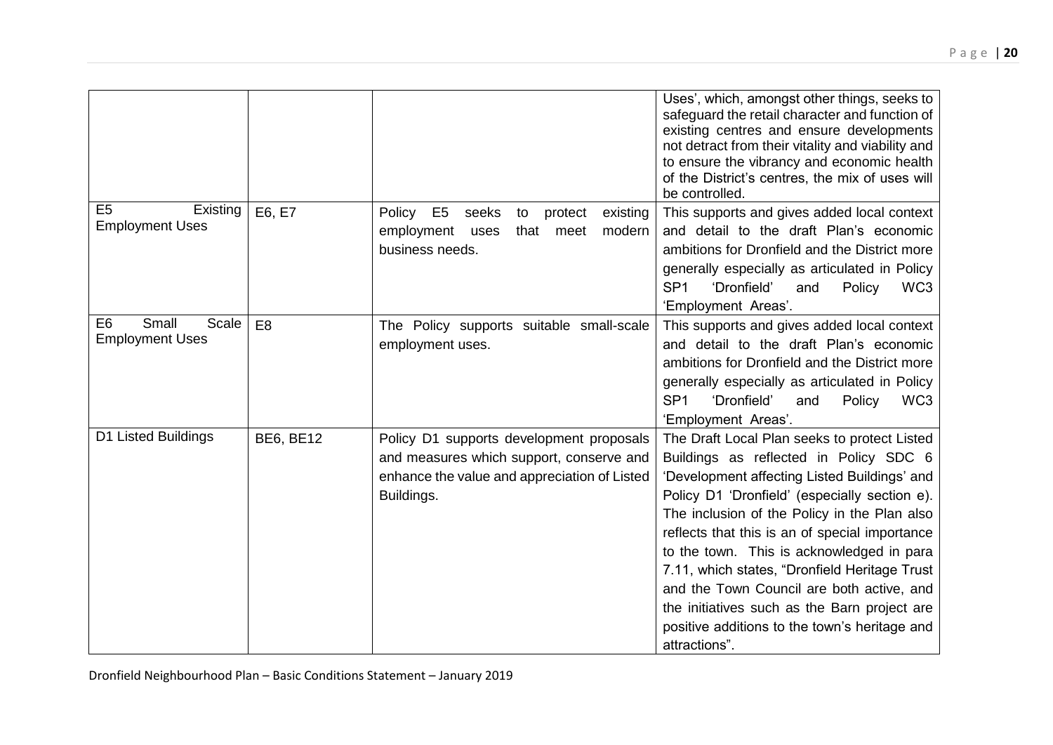| | | | |
|---|---|---|---|
| | | | Uses', which, amongst other things, seeks to safeguard the retail character and function of existing centres and ensure developments not detract from their vitality and viability and to ensure the vibrancy and economic health of the District's centres, the mix of uses will be controlled. |
| E5 Existing Employment Uses | E6, E7 | Policy E5 seeks to protect existing employment uses that meet modern business needs. | This supports and gives added local context and detail to the draft Plan's economic ambitions for Dronfield and the District more generally especially as articulated in Policy SP1 'Dronfield' and Policy WC3 'Employment Areas'. |
| E6 Small Scale Employment Uses | E8 | The Policy supports suitable small-scale employment uses. | This supports and gives added local context and detail to the draft Plan's economic ambitions for Dronfield and the District more generally especially as articulated in Policy SP1 'Dronfield' and Policy WC3 'Employment Areas'. |
| D1 Listed Buildings | BE6, BE12 | Policy D1 supports development proposals and measures which support, conserve and enhance the value and appreciation of Listed Buildings. | The Draft Local Plan seeks to protect Listed Buildings as reflected in Policy SDC 6 'Development affecting Listed Buildings' and Policy D1 'Dronfield' (especially section e). The inclusion of the Policy in the Plan also reflects that this is an of special importance to the town. This is acknowledged in para 7.11, which states, "Dronfield Heritage Trust and the Town Council are both active, and the initiatives such as the Barn project are positive additions to the town's heritage and attractions". |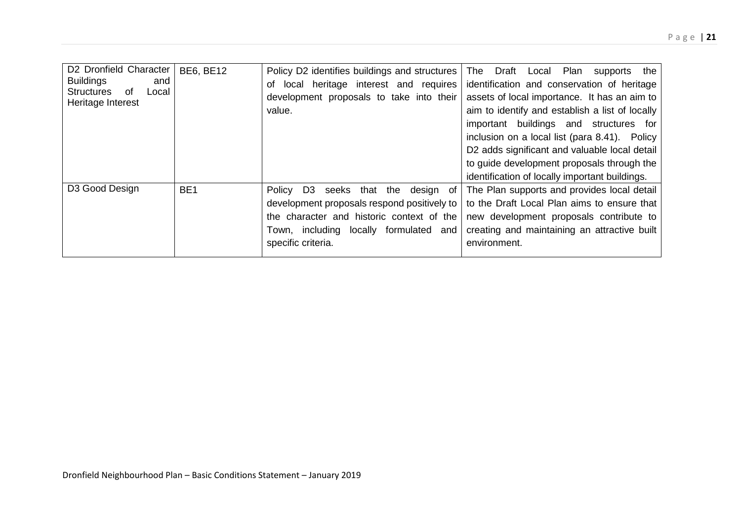| D2 Dronfield Character Buildings and Structures of Local Heritage Interest | BE6, BE12 | Policy D2 identifies buildings and structures of local heritage interest and requires development proposals to take into their value. | The Draft Local Plan supports the identification and conservation of heritage assets of local importance. It has an aim to aim to identify and establish a list of locally important buildings and structures for inclusion on a local list (para 8.41). Policy D2 adds significant and valuable local detail to guide development proposals through the identification of locally important buildings. |
|---|---|---|---|
| D3 Good Design | BE1 | Policy D3 seeks that the design of development proposals respond positively to the character and historic context of the Town, including locally formulated and specific criteria. | The Plan supports and provides local detail to the Draft Local Plan aims to ensure that new development proposals contribute to creating and maintaining an attractive built environment. |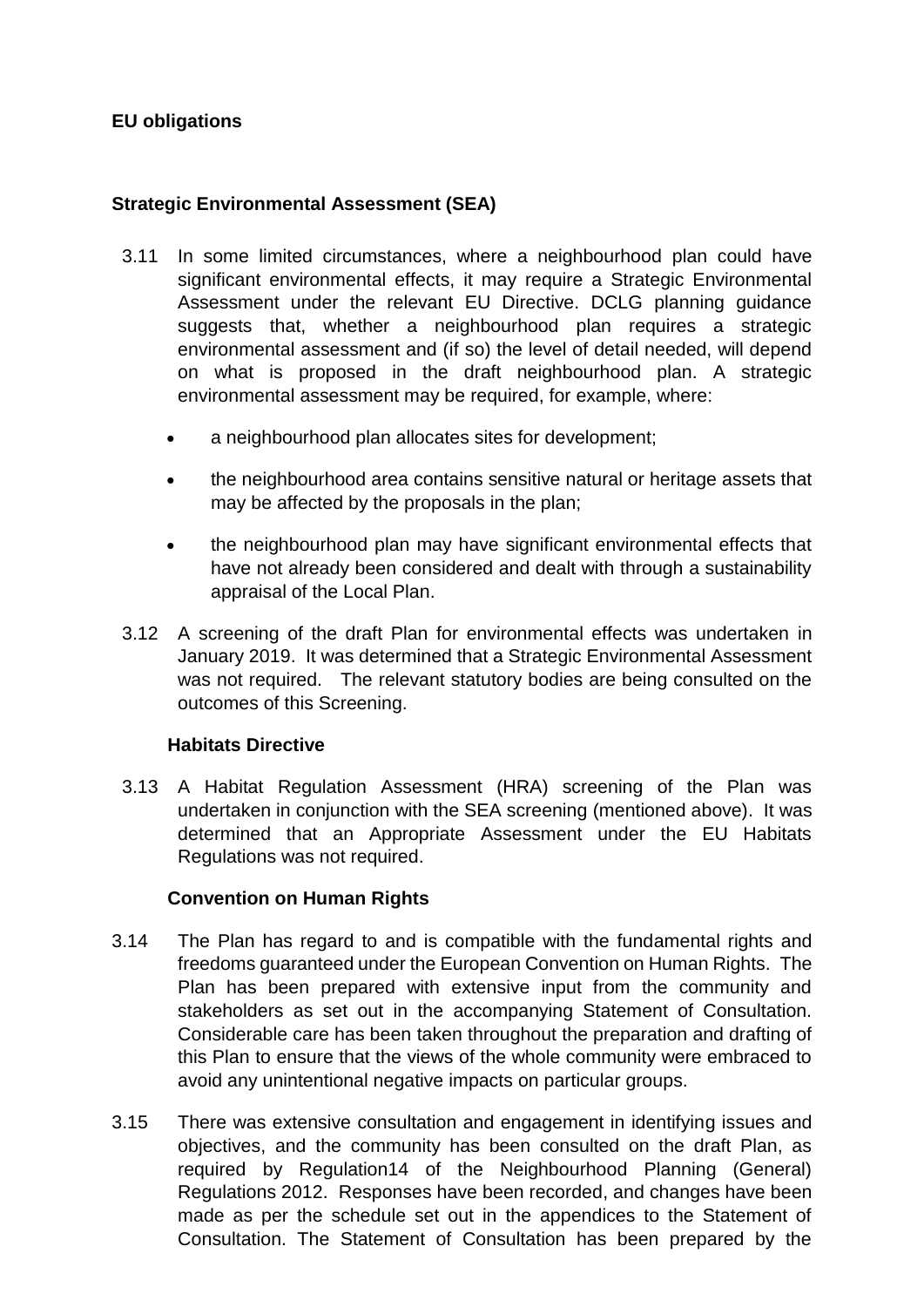**EU obligations**

**Strategic Environmental Assessment (SEA)**

3.11 In some limited circumstances, where a neighbourhood plan could have significant environmental effects, it may require a Strategic Environmental Assessment under the relevant EU Directive. DCLG planning guidance suggests that, whether a neighbourhood plan requires a strategic environmental assessment and (if so) the level of detail needed, will depend on what is proposed in the draft neighbourhood plan. A strategic environmental assessment may be required, for example, where:

- a neighbourhood plan allocates sites for development;
- the neighbourhood area contains sensitive natural or heritage assets that may be affected by the proposals in the plan;
- the neighbourhood plan may have significant environmental effects that have not already been considered and dealt with through a sustainability appraisal of the Local Plan.

3.12 A screening of the draft Plan for environmental effects was undertaken in January 2019. It was determined that a Strategic Environmental Assessment was not required. The relevant statutory bodies are being consulted on the outcomes of this Screening.

**Habitats Directive**

3.13 A Habitat Regulation Assessment (HRA) screening of the Plan was undertaken in conjunction with the SEA screening (mentioned above). It was determined that an Appropriate Assessment under the EU Habitats Regulations was not required.

**Convention on Human Rights**

3.14 The Plan has regard to and is compatible with the fundamental rights and freedoms guaranteed under the European Convention on Human Rights. The Plan has been prepared with extensive input from the community and stakeholders as set out in the accompanying Statement of Consultation. Considerable care has been taken throughout the preparation and drafting of this Plan to ensure that the views of the whole community were embraced to avoid any unintentional negative impacts on particular groups.

3.15 There was extensive consultation and engagement in identifying issues and objectives, and the community has been consulted on the draft Plan, as required by Regulation14 of the Neighbourhood Planning (General) Regulations 2012. Responses have been recorded, and changes have been made as per the schedule set out in the appendices to the Statement of Consultation. The Statement of Consultation has been prepared by the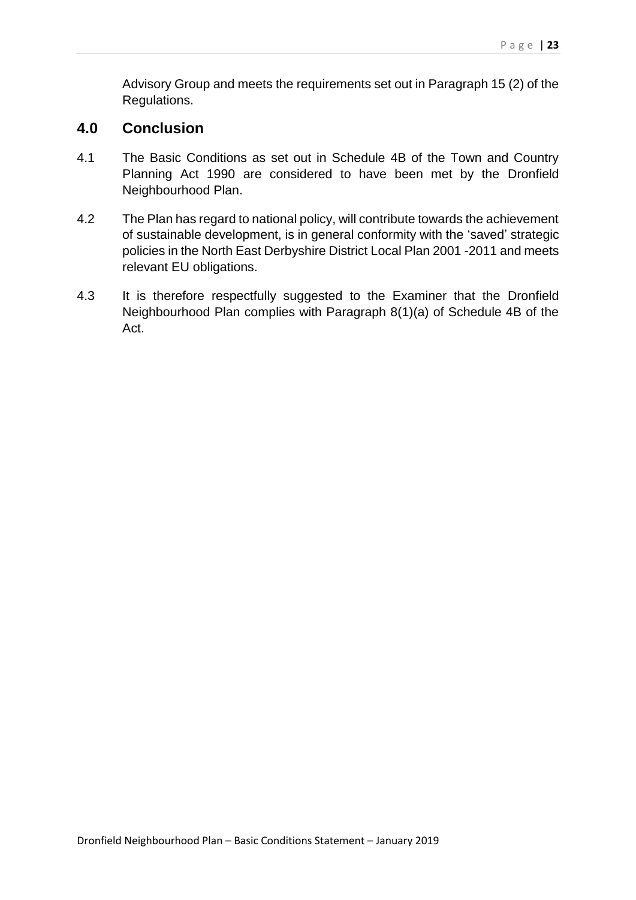Advisory Group and meets the requirements set out in Paragraph 15 (2) of the Regulations.

## 4.0 Conclusion

4.1 The Basic Conditions as set out in Schedule 4B of the Town and Country Planning Act 1990 are considered to have been met by the Dronfield Neighbourhood Plan.

4.2 The Plan has regard to national policy, will contribute towards the achievement of sustainable development, is in general conformity with the 'saved' strategic policies in the North East Derbyshire District Local Plan 2001 -2011 and meets relevant EU obligations.

4.3 It is therefore respectfully suggested to the Examiner that the Dronfield Neighbourhood Plan complies with Paragraph 8(1)(a) of Schedule 4B of the Act.